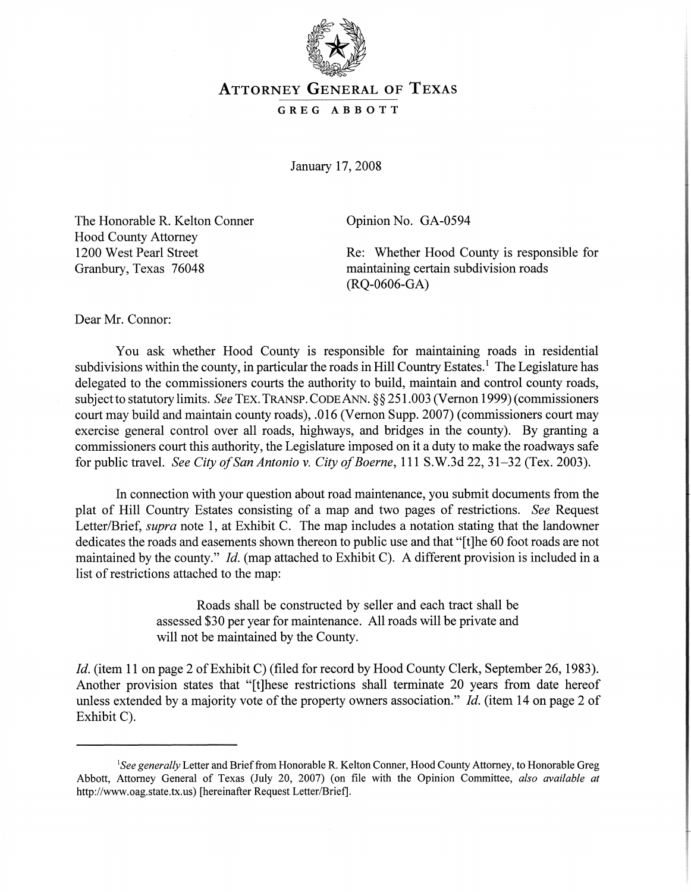# ATTORNEY GENERAL OF TEXAS

GREG ABBOTT

January 17, 2008

The Honorable R. Kelton Conner
Hood County Attorney
1200 West Pearl Street
Granbury, Texas 76048

Opinion No. GA-0594

Re: Whether Hood County is responsible for maintaining certain subdivision roads (RQ-0606-GA)

Dear Mr. Connor:

You ask whether Hood County is responsible for maintaining roads in residential subdivisions within the county, in particular the roads in Hill Country Estates.[1] The Legislature has delegated to the commissioners courts the authority to build, maintain and control county roads, subject to statutory limits. *See* TEX. TRANSP. CODE ANN. §§ 251.003 (Vernon 1999) (commissioners court may build and maintain county roads), .016 (Vernon Supp. 2007) (commissioners court may exercise general control over all roads, highways, and bridges in the county). By granting a commissioners court this authority, the Legislature imposed on it a duty to make the roadways safe for public travel. *See City of San Antonio v. City of Boerne*, 111 S.W.3d 22, 31–32 (Tex. 2003).

In connection with your question about road maintenance, you submit documents from the plat of Hill Country Estates consisting of a map and two pages of restrictions. *See* Request Letter/Brief, *supra* note 1, at Exhibit C. The map includes a notation stating that the landowner dedicates the roads and easements shown thereon to public use and that "[t]he 60 foot roads are not maintained by the county." *Id.* (map attached to Exhibit C). A different provision is included in a list of restrictions attached to the map:

> Roads shall be constructed by seller and each tract shall be assessed $30 per year for maintenance. All roads will be private and will not be maintained by the County.

*Id.* (item 11 on page 2 of Exhibit C) (filed for record by Hood County Clerk, September 26, 1983). Another provision states that "[t]hese restrictions shall terminate 20 years from date hereof unless extended by a majority vote of the property owners association." *Id.* (item 14 on page 2 of Exhibit C).

---

[1] *See generally* Letter and Brief from Honorable R. Kelton Conner, Hood County Attorney, to Honorable Greg Abbott, Attorney General of Texas (July 20, 2007) (on file with the Opinion Committee, *also available at* http://www.oag.state.tx.us) [hereinafter Request Letter/Brief].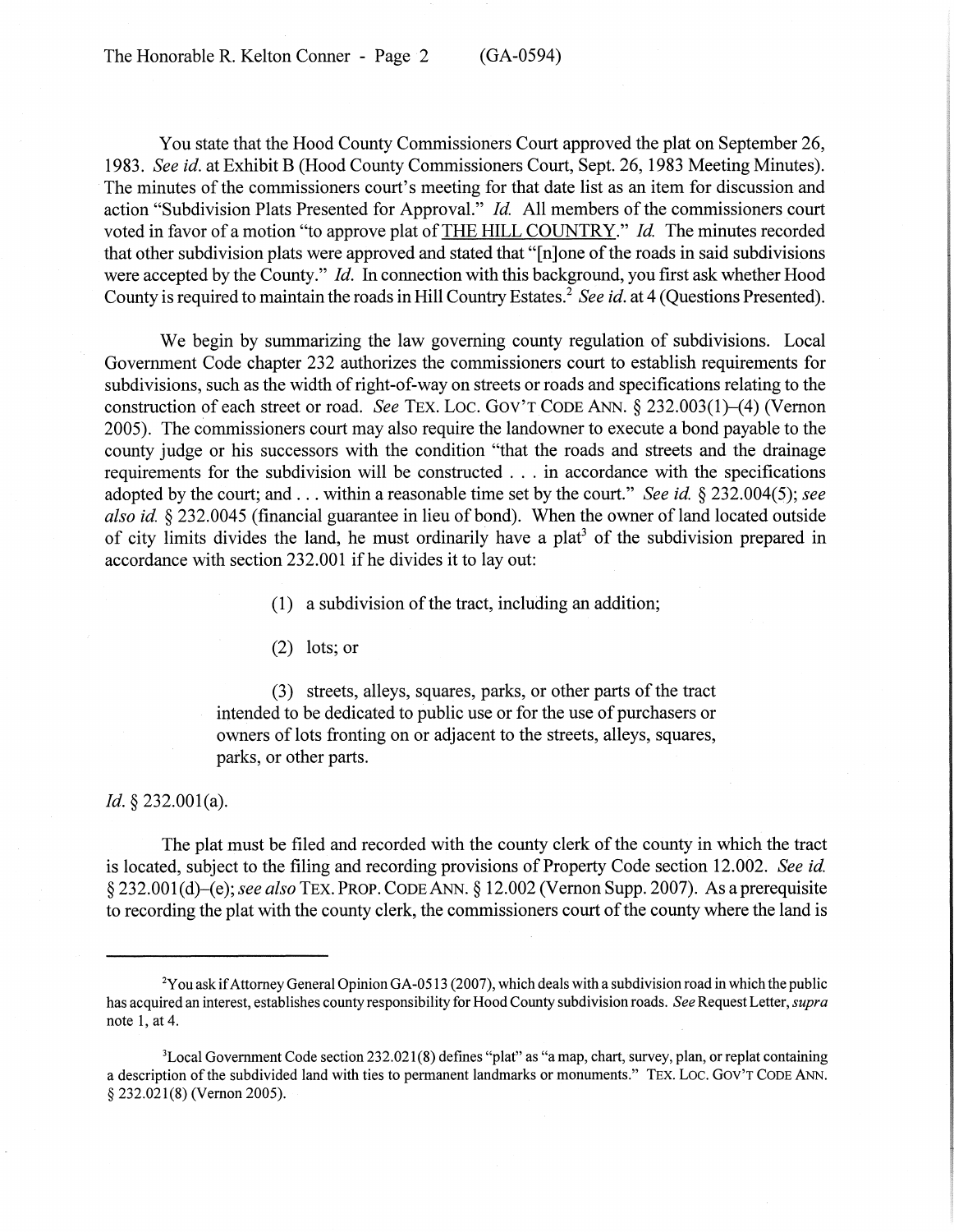You state that the Hood County Commissioners Court approved the plat on September 26, 1983. *See id.* at Exhibit B (Hood County Commissioners Court, Sept. 26, 1983 Meeting Minutes). The minutes of the commissioners court's meeting for that date list as an item for discussion and action "Subdivision Plats Presented for Approval." *Id.* All members of the commissioners court voted in favor of a motion "to approve plat of <u>THE HILL COUNTRY</u>." *Id.* The minutes recorded that other subdivision plats were approved and stated that "[n]one of the roads in said subdivisions were accepted by the County." *Id.* In connection with this background, you first ask whether Hood County is required to maintain the roads in Hill Country Estates.[2] *See id.* at 4 (Questions Presented).

We begin by summarizing the law governing county regulation of subdivisions. Local Government Code chapter 232 authorizes the commissioners court to establish requirements for subdivisions, such as the width of right-of-way on streets or roads and specifications relating to the construction of each street or road. *See* TEX. LOC. GOV'T CODE ANN. § 232.003(1)–(4) (Vernon 2005). The commissioners court may also require the landowner to execute a bond payable to the county judge or his successors with the condition "that the roads and streets and the drainage requirements for the subdivision will be constructed . . . in accordance with the specifications adopted by the court; and . . . within a reasonable time set by the court." *See id.* § 232.004(5); *see also id.* § 232.0045 (financial guarantee in lieu of bond). When the owner of land located outside of city limits divides the land, he must ordinarily have a plat[3] of the subdivision prepared in accordance with section 232.001 if he divides it to lay out:

> (1) a subdivision of the tract, including an addition;
>
> (2) lots; or
>
> (3) streets, alleys, squares, parks, or other parts of the tract intended to be dedicated to public use or for the use of purchasers or owners of lots fronting on or adjacent to the streets, alleys, squares, parks, or other parts.

*Id.* § 232.001(a).

The plat must be filed and recorded with the county clerk of the county in which the tract is located, subject to the filing and recording provisions of Property Code section 12.002. *See id.* § 232.001(d)–(e); *see also* TEX. PROP. CODE ANN. § 12.002 (Vernon Supp. 2007). As a prerequisite to recording the plat with the county clerk, the commissioners court of the county where the land is

---

[2]You ask if Attorney General Opinion GA-0513 (2007), which deals with a subdivision road in which the public has acquired an interest, establishes county responsibility for Hood County subdivision roads. *See* Request Letter, *supra* note 1, at 4.

[3]Local Government Code section 232.021(8) defines "plat" as "a map, chart, survey, plan, or replat containing a description of the subdivided land with ties to permanent landmarks or monuments." TEX. LOC. GOV'T CODE ANN. § 232.021(8) (Vernon 2005).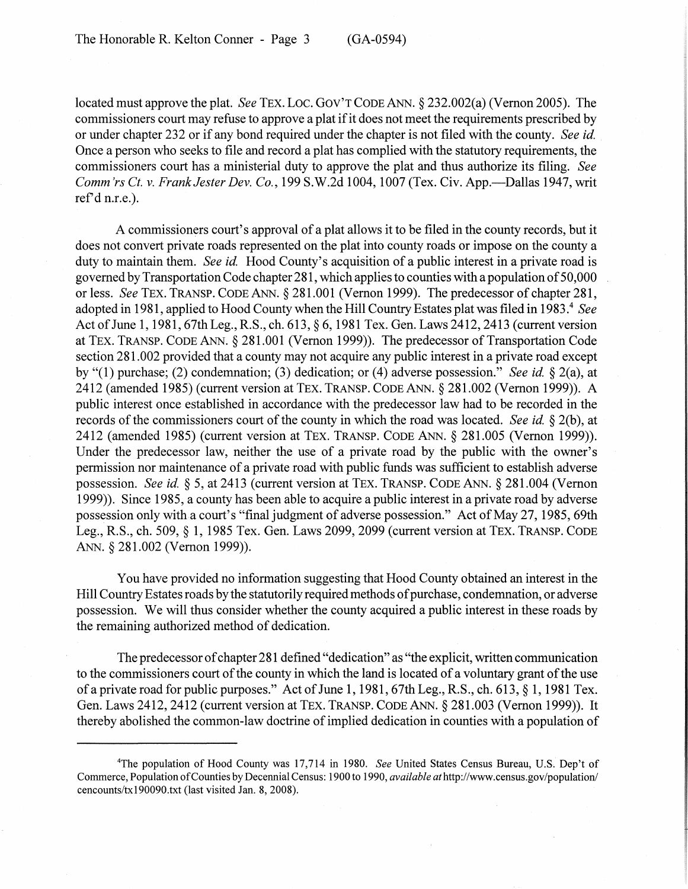located must approve the plat. *See* TEX. LOC. GOV'T CODE ANN. § 232.002(a) (Vernon 2005). The commissioners court may refuse to approve a plat if it does not meet the requirements prescribed by or under chapter 232 or if any bond required under the chapter is not filed with the county. *See id.* Once a person who seeks to file and record a plat has complied with the statutory requirements, the commissioners court has a ministerial duty to approve the plat and thus authorize its filing. *See Comm'rs Ct. v. Frank Jester Dev. Co.*, 199 S.W.2d 1004, 1007 (Tex. Civ. App.—Dallas 1947, writ ref'd n.r.e.).

A commissioners court's approval of a plat allows it to be filed in the county records, but it does not convert private roads represented on the plat into county roads or impose on the county a duty to maintain them. *See id.* Hood County's acquisition of a public interest in a private road is governed by Transportation Code chapter 281, which applies to counties with a population of 50,000 or less. *See* TEX. TRANSP. CODE ANN. § 281.001 (Vernon 1999). The predecessor of chapter 281, adopted in 1981, applied to Hood County when the Hill Country Estates plat was filed in 1983.[4] *See* Act of June 1, 1981, 67th Leg., R.S., ch. 613, § 6, 1981 Tex. Gen. Laws 2412, 2413 (current version at TEX. TRANSP. CODE ANN. § 281.001 (Vernon 1999)). The predecessor of Transportation Code section 281.002 provided that a county may not acquire any public interest in a private road except by "(1) purchase; (2) condemnation; (3) dedication; or (4) adverse possession." *See id.* § 2(a), at 2412 (amended 1985) (current version at TEX. TRANSP. CODE ANN. § 281.002 (Vernon 1999)). A public interest once established in accordance with the predecessor law had to be recorded in the records of the commissioners court of the county in which the road was located. *See id.* § 2(b), at 2412 (amended 1985) (current version at TEX. TRANSP. CODE ANN. § 281.005 (Vernon 1999)). Under the predecessor law, neither the use of a private road by the public with the owner's permission nor maintenance of a private road with public funds was sufficient to establish adverse possession. *See id.* § 5, at 2413 (current version at TEX. TRANSP. CODE ANN. § 281.004 (Vernon 1999)). Since 1985, a county has been able to acquire a public interest in a private road by adverse possession only with a court's "final judgment of adverse possession." Act of May 27, 1985, 69th Leg., R.S., ch. 509, § 1, 1985 Tex. Gen. Laws 2099, 2099 (current version at TEX. TRANSP. CODE ANN. § 281.002 (Vernon 1999)).

You have provided no information suggesting that Hood County obtained an interest in the Hill Country Estates roads by the statutorily required methods of purchase, condemnation, or adverse possession. We will thus consider whether the county acquired a public interest in these roads by the remaining authorized method of dedication.

The predecessor of chapter 281 defined "dedication" as "the explicit, written communication to the commissioners court of the county in which the land is located of a voluntary grant of the use of a private road for public purposes." Act of June 1, 1981, 67th Leg., R.S., ch. 613, § 1, 1981 Tex. Gen. Laws 2412, 2412 (current version at TEX. TRANSP. CODE ANN. § 281.003 (Vernon 1999)). It thereby abolished the common-law doctrine of implied dedication in counties with a population of

---

[4]The population of Hood County was 17,714 in 1980. *See* United States Census Bureau, U.S. Dep't of Commerce, Population of Counties by Decennial Census: 1900 to 1990, *available at* http://www.census.gov/population/cencounts/tx190090.txt (last visited Jan. 8, 2008).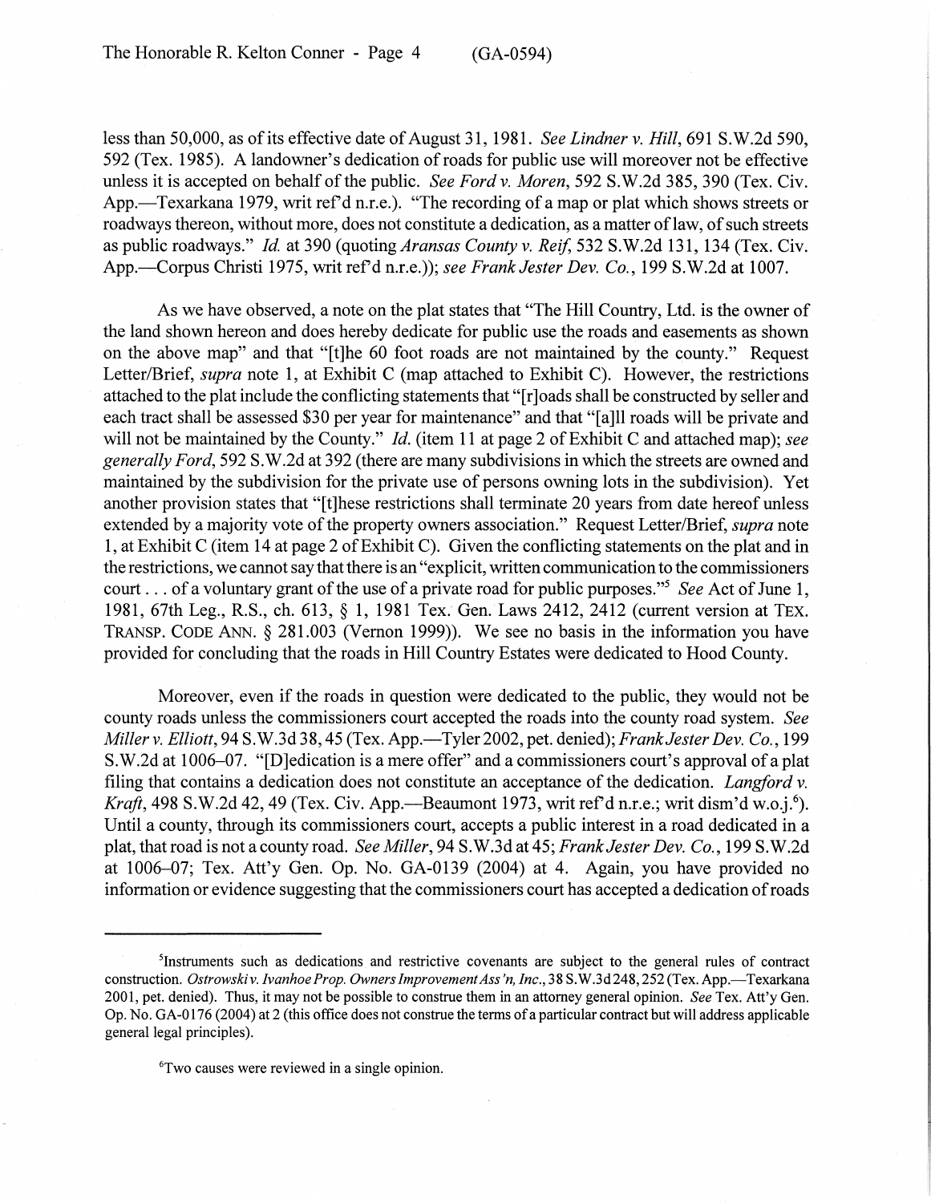less than 50,000, as of its effective date of August 31, 1981. *See Lindner v. Hill*, 691 S.W.2d 590, 592 (Tex. 1985). A landowner's dedication of roads for public use will moreover not be effective unless it is accepted on behalf of the public. *See Ford v. Moren*, 592 S.W.2d 385, 390 (Tex. Civ. App.—Texarkana 1979, writ ref'd n.r.e.). "The recording of a map or plat which shows streets or roadways thereon, without more, does not constitute a dedication, as a matter of law, of such streets as public roadways." *Id.* at 390 (quoting *Aransas County v. Reif*, 532 S.W.2d 131, 134 (Tex. Civ. App.—Corpus Christi 1975, writ ref'd n.r.e.)); *see Frank Jester Dev. Co.*, 199 S.W.2d at 1007.

As we have observed, a note on the plat states that "The Hill Country, Ltd. is the owner of the land shown hereon and does hereby dedicate for public use the roads and easements as shown on the above map" and that "[t]he 60 foot roads are not maintained by the county." Request Letter/Brief, *supra* note 1, at Exhibit C (map attached to Exhibit C). However, the restrictions attached to the plat include the conflicting statements that "[r]oads shall be constructed by seller and each tract shall be assessed $30 per year for maintenance" and that "[a]ll roads will be private and will not be maintained by the County." *Id.* (item 11 at page 2 of Exhibit C and attached map); *see generally Ford*, 592 S.W.2d at 392 (there are many subdivisions in which the streets are owned and maintained by the subdivision for the private use of persons owning lots in the subdivision). Yet another provision states that "[t]hese restrictions shall terminate 20 years from date hereof unless extended by a majority vote of the property owners association." Request Letter/Brief, *supra* note 1, at Exhibit C (item 14 at page 2 of Exhibit C). Given the conflicting statements on the plat and in the restrictions, we cannot say that there is an "explicit, written communication to the commissioners court . . . of a voluntary grant of the use of a private road for public purposes."[5] *See* Act of June 1, 1981, 67th Leg., R.S., ch. 613, § 1, 1981 Tex. Gen. Laws 2412, 2412 (current version at TEX. TRANSP. CODE ANN. § 281.003 (Vernon 1999)). We see no basis in the information you have provided for concluding that the roads in Hill Country Estates were dedicated to Hood County.

Moreover, even if the roads in question were dedicated to the public, they would not be county roads unless the commissioners court accepted the roads into the county road system. *See Miller v. Elliott*, 94 S.W.3d 38, 45 (Tex. App.—Tyler 2002, pet. denied); *Frank Jester Dev. Co.*, 199 S.W.2d at 1006–07. "[D]edication is a mere offer" and a commissioners court's approval of a plat filing that contains a dedication does not constitute an acceptance of the dedication. *Langford v. Kraft*, 498 S.W.2d 42, 49 (Tex. Civ. App.—Beaumont 1973, writ ref'd n.r.e.; writ dism'd w.o.j.[6]). Until a county, through its commissioners court, accepts a public interest in a road dedicated in a plat, that road is not a county road. *See Miller*, 94 S.W.3d at 45; *Frank Jester Dev. Co.*, 199 S.W.2d at 1006–07; Tex. Att'y Gen. Op. No. GA-0139 (2004) at 4. Again, you have provided no information or evidence suggesting that the commissioners court has accepted a dedication of roads

---

[5]Instruments such as dedications and restrictive covenants are subject to the general rules of contract construction. *Ostrowski v. Ivanhoe Prop. Owners Improvement Ass'n, Inc.*, 38 S.W.3d 248, 252 (Tex. App.—Texarkana 2001, pet. denied). Thus, it may not be possible to construe them in an attorney general opinion. *See* Tex. Att'y Gen. Op. No. GA-0176 (2004) at 2 (this office does not construe the terms of a particular contract but will address applicable general legal principles).

[6]Two causes were reviewed in a single opinion.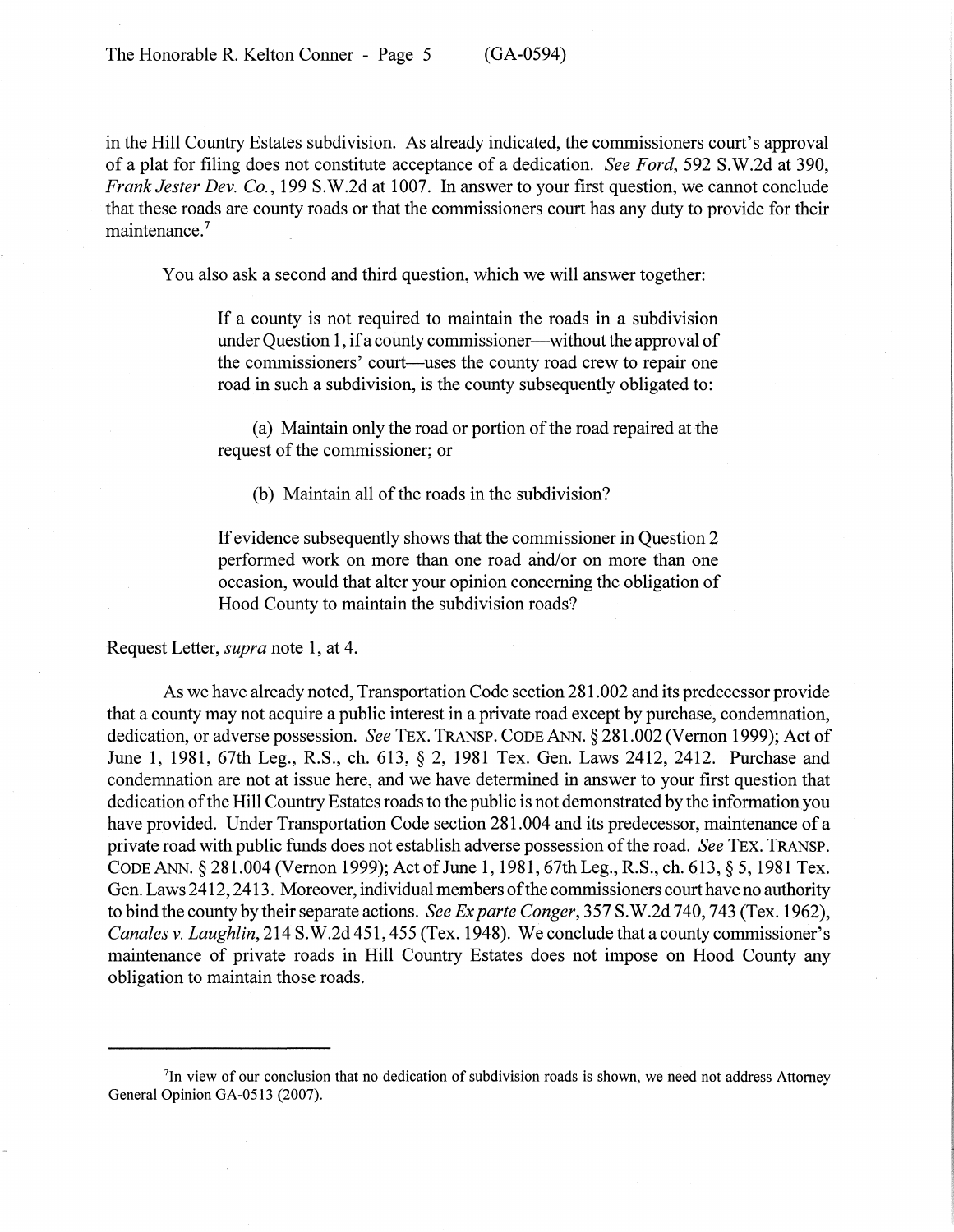in the Hill Country Estates subdivision. As already indicated, the commissioners court's approval of a plat for filing does not constitute acceptance of a dedication. *See Ford*, 592 S.W.2d at 390, *Frank Jester Dev. Co.*, 199 S.W.2d at 1007. In answer to your first question, we cannot conclude that these roads are county roads or that the commissioners court has any duty to provide for their maintenance.[7]

You also ask a second and third question, which we will answer together:

> If a county is not required to maintain the roads in a subdivision under Question 1, if a county commissioner—without the approval of the commissioners' court—uses the county road crew to repair one road in such a subdivision, is the county subsequently obligated to:
>
> (a) Maintain only the road or portion of the road repaired at the request of the commissioner; or
>
> (b) Maintain all of the roads in the subdivision?
>
> If evidence subsequently shows that the commissioner in Question 2 performed work on more than one road and/or on more than one occasion, would that alter your opinion concerning the obligation of Hood County to maintain the subdivision roads?

Request Letter, *supra* note 1, at 4.

As we have already noted, Transportation Code section 281.002 and its predecessor provide that a county may not acquire a public interest in a private road except by purchase, condemnation, dedication, or adverse possession. *See* TEX. TRANSP. CODE ANN. § 281.002 (Vernon 1999); Act of June 1, 1981, 67th Leg., R.S., ch. 613, § 2, 1981 Tex. Gen. Laws 2412, 2412. Purchase and condemnation are not at issue here, and we have determined in answer to your first question that dedication of the Hill Country Estates roads to the public is not demonstrated by the information you have provided. Under Transportation Code section 281.004 and its predecessor, maintenance of a private road with public funds does not establish adverse possession of the road. *See* TEX. TRANSP. CODE ANN. § 281.004 (Vernon 1999); Act of June 1, 1981, 67th Leg., R.S., ch. 613, § 5, 1981 Tex. Gen. Laws 2412, 2413. Moreover, individual members of the commissioners court have no authority to bind the county by their separate actions. *See Ex parte Conger*, 357 S.W.2d 740, 743 (Tex. 1962), *Canales v. Laughlin*, 214 S.W.2d 451, 455 (Tex. 1948). We conclude that a county commissioner's maintenance of private roads in Hill Country Estates does not impose on Hood County any obligation to maintain those roads.

---

[7]In view of our conclusion that no dedication of subdivision roads is shown, we need not address Attorney General Opinion GA-0513 (2007).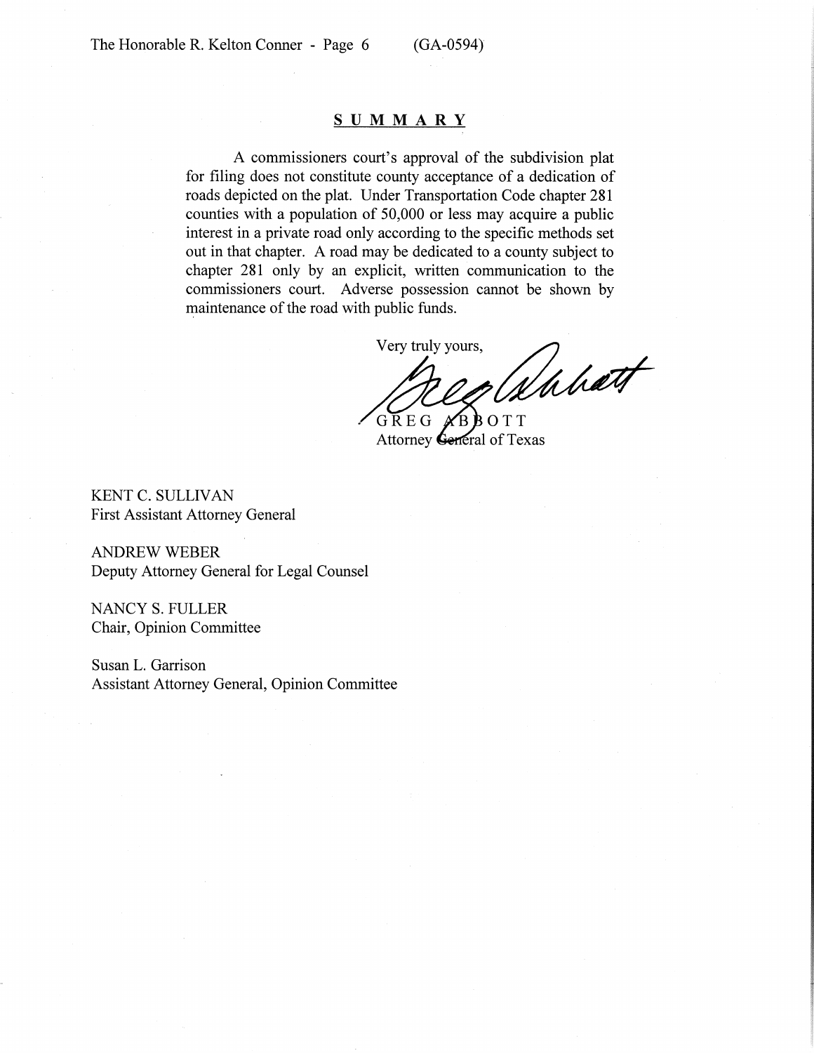## SUMMARY

A commissioners court's approval of the subdivision plat for filing does not constitute county acceptance of a dedication of roads depicted on the plat. Under Transportation Code chapter 281 counties with a population of 50,000 or less may acquire a public interest in a private road only according to the specific methods set out in that chapter. A road may be dedicated to a county subject to chapter 281 only by an explicit, written communication to the commissioners court. Adverse possession cannot be shown by maintenance of the road with public funds.

Very truly yours,

GREG ABBOTT
Attorney General of Texas

KENT C. SULLIVAN
First Assistant Attorney General

ANDREW WEBER
Deputy Attorney General for Legal Counsel

NANCY S. FULLER
Chair, Opinion Committee

Susan L. Garrison
Assistant Attorney General, Opinion Committee